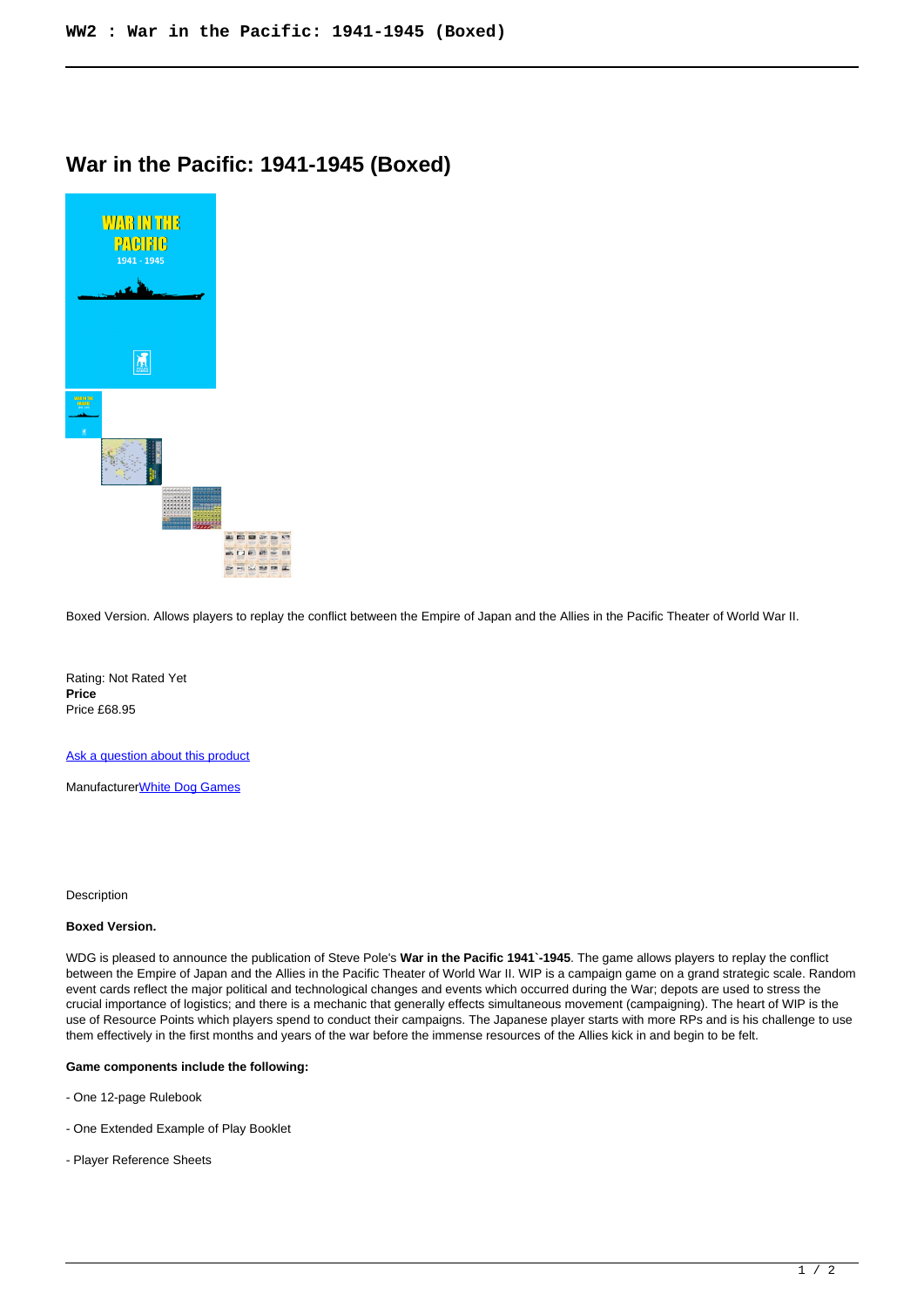# War in the Pacific: 1941-1945 (Boxed)

Boxed Version. Allows players to replay the conflict between the Empire of Japan and the Allies in the Pacific Theater of World War II.

Rating: Not Rated Yet
**Price**
Price £68.95

Ask a question about this product

ManufacturerWhite Dog Games

Description

**Boxed Version.**

WDG is pleased to announce the publication of Steve Pole's **War in the Pacific 1941`-1945**. The game allows players to replay the conflict between the Empire of Japan and the Allies in the Pacific Theater of World War II. WIP is a campaign game on a grand strategic scale. Random event cards reflect the major political and technological changes and events which occurred during the War; depots are used to stress the crucial importance of logistics; and there is a mechanic that generally effects simultaneous movement (campaigning). The heart of WIP is the use of Resource Points which players spend to conduct their campaigns. The Japanese player starts with more RPs and is his challenge to use them effectively in the first months and years of the war before the immense resources of the Allies kick in and begin to be felt.

**Game components include the following:**

- One 12-page Rulebook

- One Extended Example of Play Booklet

- Player Reference Sheets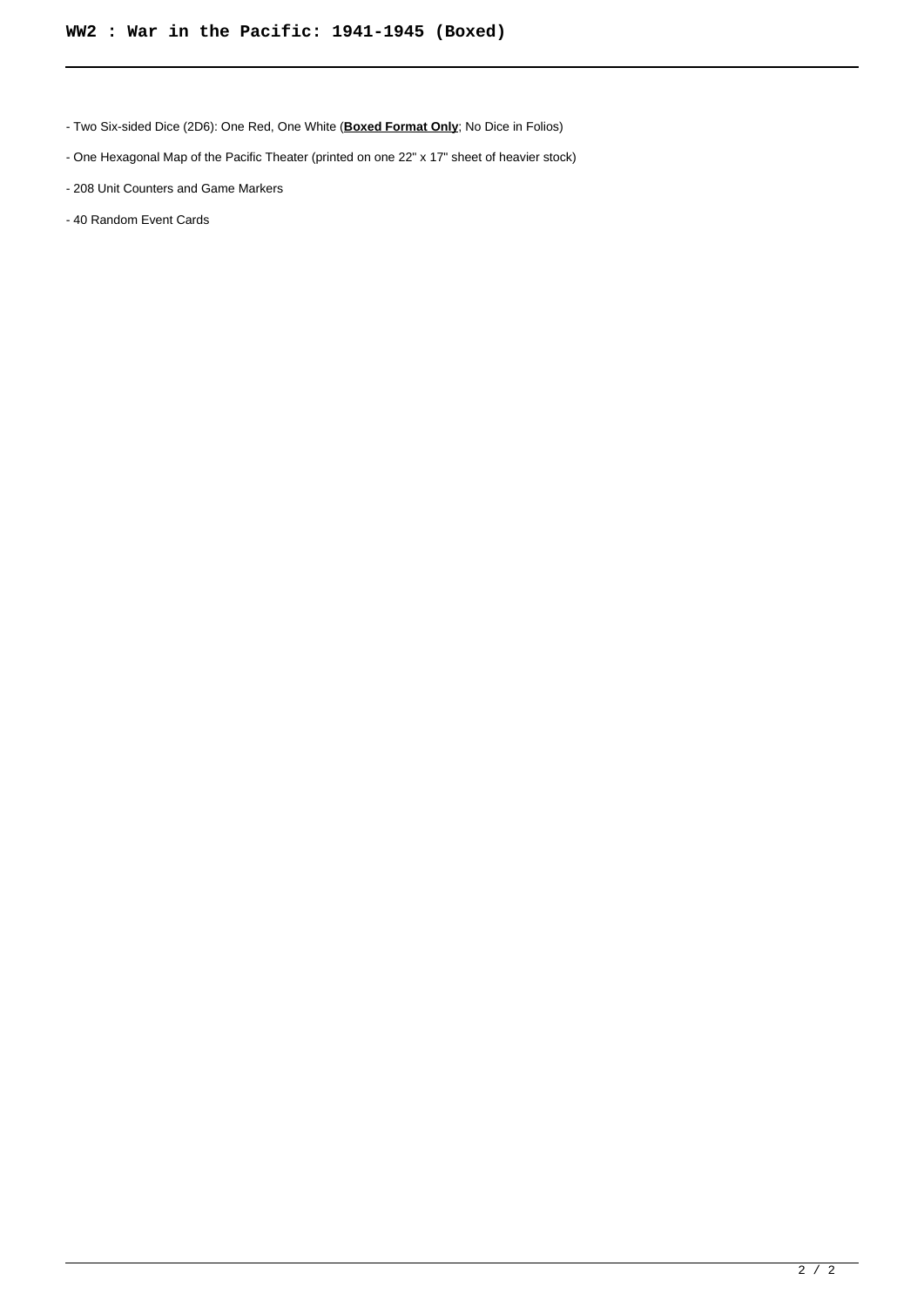- Two Six-sided Dice (2D6): One Red, One White (**Boxed Format Only**; No Dice in Folios)

- One Hexagonal Map of the Pacific Theater (printed on one 22" x 17" sheet of heavier stock)

- 208 Unit Counters and Game Markers

- 40 Random Event Cards